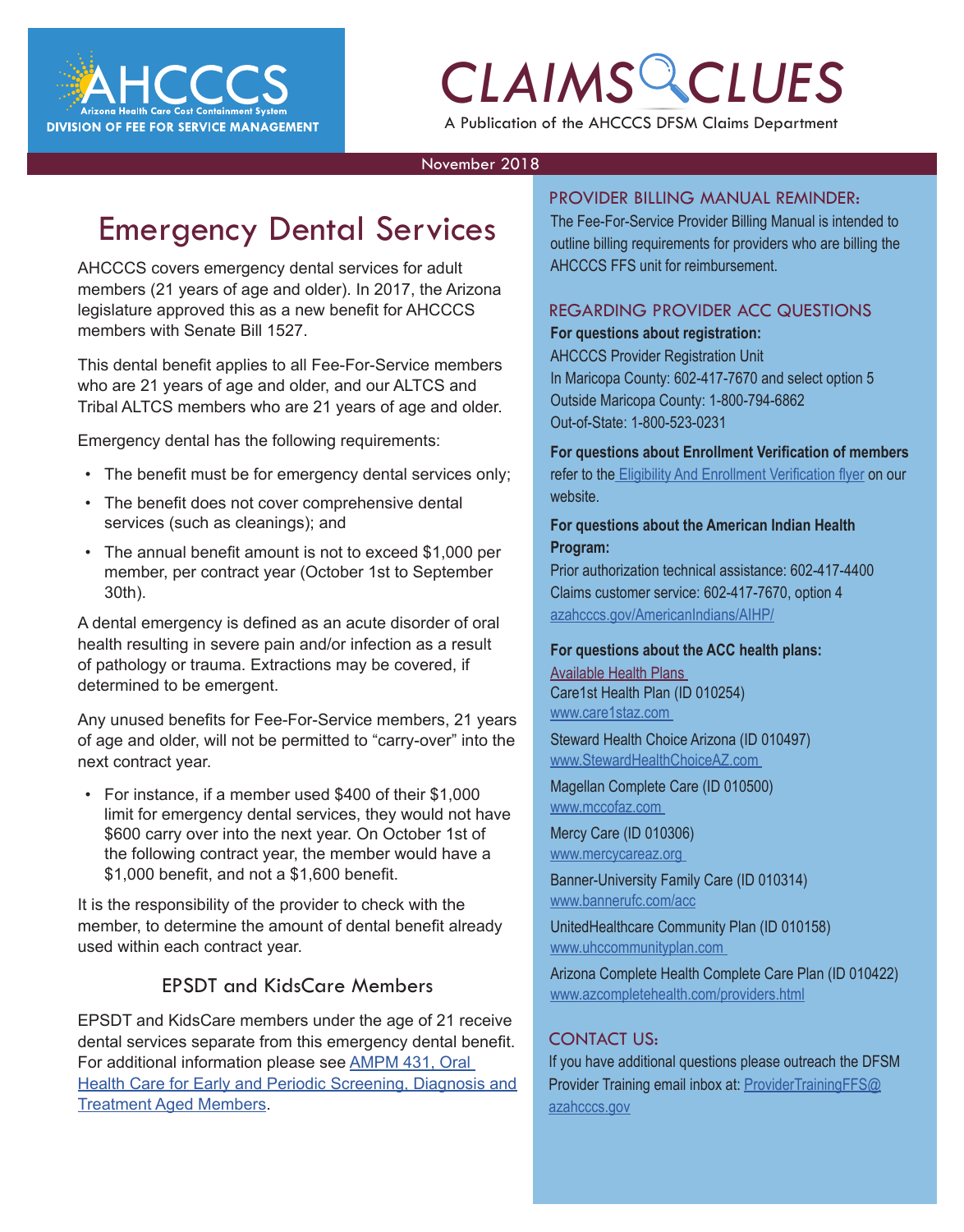AHCCCS
Arizona Health Care Cost Containment System
DIVISION OF FEE FOR SERVICE MANAGEMENT

# CLAIMS CLUES

A Publication of the AHCCCS DFSM Claims Department

November 2018

## Emergency Dental Services

AHCCCS covers emergency dental services for adult members (21 years of age and older). In 2017, the Arizona legislature approved this as a new benefit for AHCCCS members with Senate Bill 1527.

This dental benefit applies to all Fee-For-Service members who are 21 years of age and older, and our ALTCS and Tribal ALTCS members who are 21 years of age and older.

Emergency dental has the following requirements:

- The benefit must be for emergency dental services only;
- The benefit does not cover comprehensive dental services (such as cleanings); and
- The annual benefit amount is not to exceed $1,000 per member, per contract year (October 1st to September 30th).

A dental emergency is defined as an acute disorder of oral health resulting in severe pain and/or infection as a result of pathology or trauma. Extractions may be covered, if determined to be emergent.

Any unused benefits for Fee-For-Service members, 21 years of age and older, will not be permitted to "carry-over" into the next contract year.

- For instance, if a member used $400 of their $1,000 limit for emergency dental services, they would not have $600 carry over into the next year. On October 1st of the following contract year, the member would have a $1,000 benefit, and not a $1,600 benefit.

It is the responsibility of the provider to check with the member, to determine the amount of dental benefit already used within each contract year.

### EPSDT and KidsCare Members

EPSDT and KidsCare members under the age of 21 receive dental services separate from this emergency dental benefit. For additional information please see AMPM 431, Oral Health Care for Early and Periodic Screening, Diagnosis and Treatment Aged Members.

### PROVIDER BILLING MANUAL REMINDER:

The Fee-For-Service Provider Billing Manual is intended to outline billing requirements for providers who are billing the AHCCCS FFS unit for reimbursement.

### REGARDING PROVIDER ACC QUESTIONS

**For questions about registration:**
AHCCCS Provider Registration Unit
In Maricopa County: 602-417-7670 and select option 5
Outside Maricopa County: 1-800-794-6862
Out-of-State: 1-800-523-0231

**For questions about Enrollment Verification of members** refer to the Eligibility And Enrollment Verification flyer on our website.

**For questions about the American Indian Health Program:**
Prior authorization technical assistance: 602-417-4400
Claims customer service: 602-417-7670, option 4
azahcccs.gov/AmericanIndians/AIHP/

**For questions about the ACC health plans:**
Available Health Plans

Care1st Health Plan (ID 010254)
www.care1staz.com

Steward Health Choice Arizona (ID 010497)
www.StewardHealthChoiceAZ.com

Magellan Complete Care (ID 010500)
www.mccofaz.com

Mercy Care (ID 010306)
www.mercycareaz.org

Banner-University Family Care (ID 010314)
www.bannerufc.com/acc

UnitedHealthcare Community Plan (ID 010158)
www.uhccommunityplan.com

Arizona Complete Health Complete Care Plan (ID 010422)
www.azcompletehealth.com/providers.html

### CONTACT US:

If you have additional questions please outreach the DFSM Provider Training email inbox at: ProviderTrainingFFS@azahcccs.gov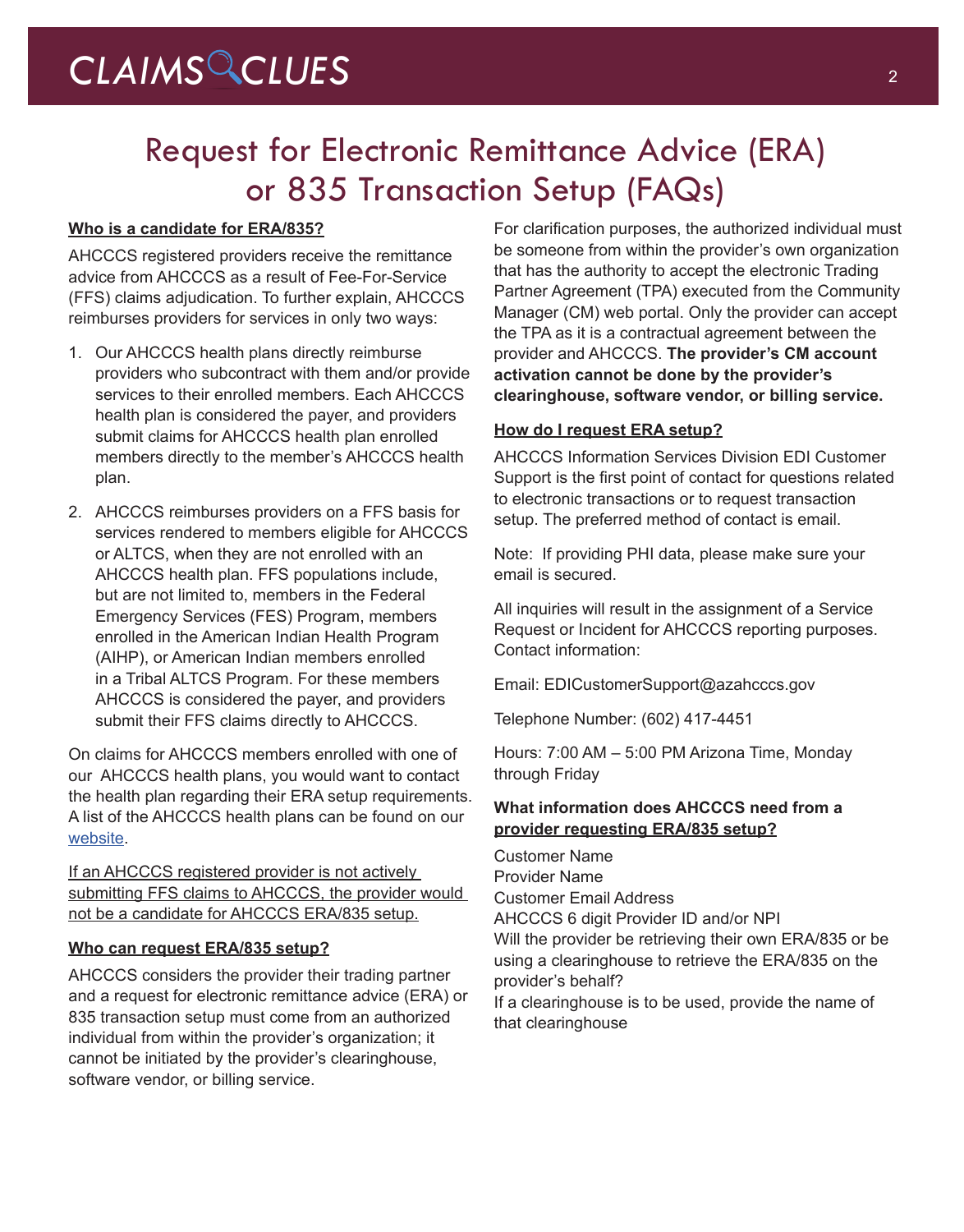# Request for Electronic Remittance Advice (ERA) or 835 Transaction Setup (FAQs)

**Who is a candidate for ERA/835?**

AHCCCS registered providers receive the remittance advice from AHCCCS as a result of Fee-For-Service (FFS) claims adjudication. To further explain, AHCCCS reimburses providers for services in only two ways:

1. Our AHCCCS health plans directly reimburse providers who subcontract with them and/or provide services to their enrolled members. Each AHCCCS health plan is considered the payer, and providers submit claims for AHCCCS health plan enrolled members directly to the member's AHCCCS health plan.
2. AHCCCS reimburses providers on a FFS basis for services rendered to members eligible for AHCCCS or ALTCS, when they are not enrolled with an AHCCCS health plan. FFS populations include, but are not limited to, members in the Federal Emergency Services (FES) Program, members enrolled in the American Indian Health Program (AIHP), or American Indian members enrolled in a Tribal ALTCS Program. For these members AHCCCS is considered the payer, and providers submit their FFS claims directly to AHCCCS.

On claims for AHCCCS members enrolled with one of our AHCCCS health plans, you would want to contact the health plan regarding their ERA setup requirements. A list of the AHCCCS health plans can be found on our website.

If an AHCCCS registered provider is not actively submitting FFS claims to AHCCCS, the provider would not be a candidate for AHCCCS ERA/835 setup.

**Who can request ERA/835 setup?**

AHCCCS considers the provider their trading partner and a request for electronic remittance advice (ERA) or 835 transaction setup must come from an authorized individual from within the provider's organization; it cannot be initiated by the provider's clearinghouse, software vendor, or billing service.

For clarification purposes, the authorized individual must be someone from within the provider's own organization that has the authority to accept the electronic Trading Partner Agreement (TPA) executed from the Community Manager (CM) web portal. Only the provider can accept the TPA as it is a contractual agreement between the provider and AHCCCS. **The provider's CM account activation cannot be done by the provider's clearinghouse, software vendor, or billing service.**

**How do I request ERA setup?**

AHCCCS Information Services Division EDI Customer Support is the first point of contact for questions related to electronic transactions or to request transaction setup. The preferred method of contact is email.

Note: If providing PHI data, please make sure your email is secured.

All inquiries will result in the assignment of a Service Request or Incident for AHCCCS reporting purposes. Contact information:

Email: EDICustomerSupport@azahcccs.gov

Telephone Number: (602) 417-4451

Hours: 7:00 AM – 5:00 PM Arizona Time, Monday through Friday

**What information does AHCCCS need from a provider requesting ERA/835 setup?**

Customer Name
Provider Name
Customer Email Address
AHCCCS 6 digit Provider ID and/or NPI
Will the provider be retrieving their own ERA/835 or be using a clearinghouse to retrieve the ERA/835 on the provider's behalf?
If a clearinghouse is to be used, provide the name of that clearinghouse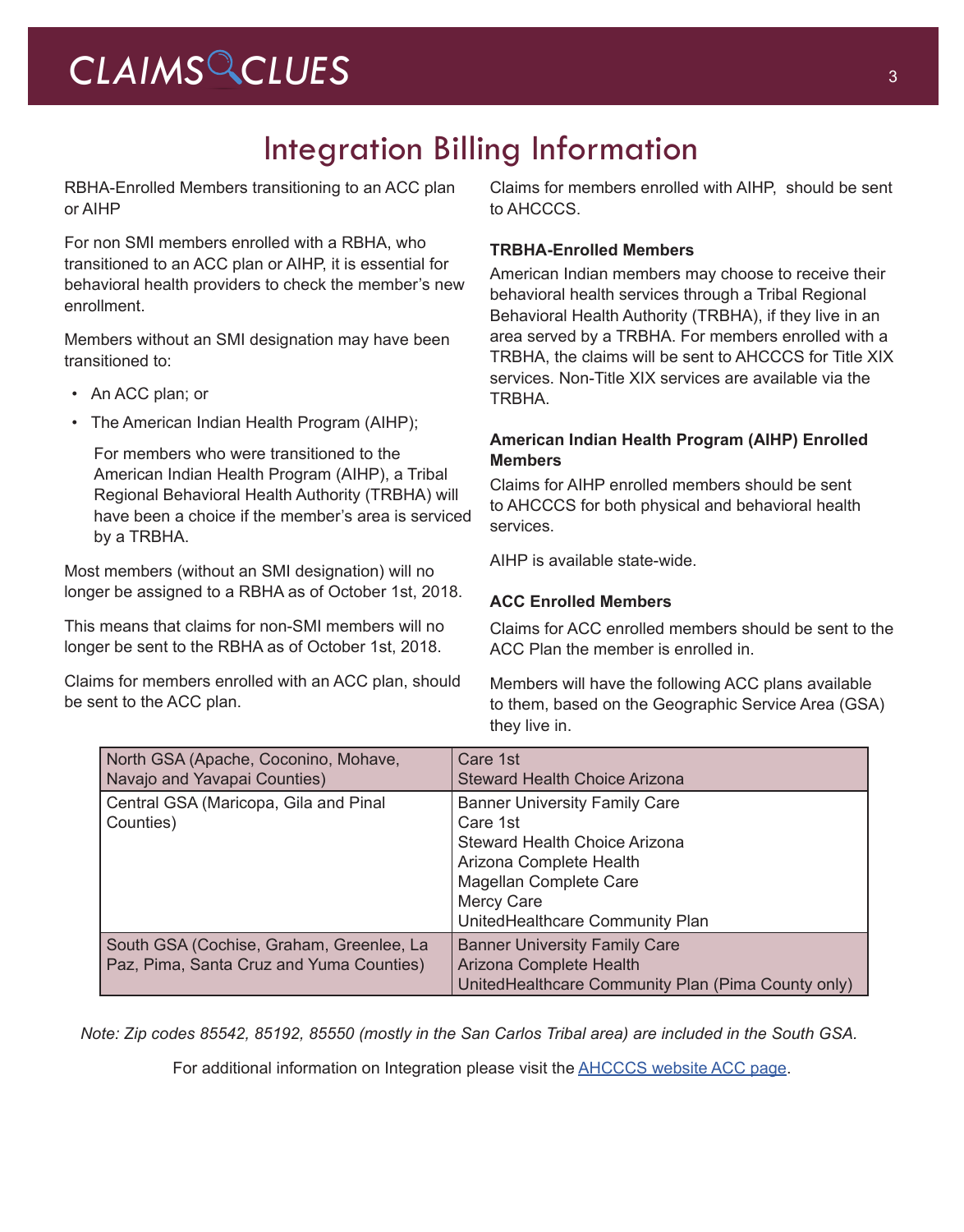# Integration Billing Information

RBHA-Enrolled Members transitioning to an ACC plan or AIHP

For non SMI members enrolled with a RBHA, who transitioned to an ACC plan or AIHP, it is essential for behavioral health providers to check the member's new enrollment.

Members without an SMI designation may have been transitioned to:

- An ACC plan; or
- The American Indian Health Program (AIHP);

  For members who were transitioned to the American Indian Health Program (AIHP), a Tribal Regional Behavioral Health Authority (TRBHA) will have been a choice if the member's area is serviced by a TRBHA.

Most members (without an SMI designation) will no longer be assigned to a RBHA as of October 1st, 2018.

This means that claims for non-SMI members will no longer be sent to the RBHA as of October 1st, 2018.

Claims for members enrolled with an ACC plan, should be sent to the ACC plan.

Claims for members enrolled with AIHP, should be sent to AHCCCS.

**TRBHA-Enrolled Members**

American Indian members may choose to receive their behavioral health services through a Tribal Regional Behavioral Health Authority (TRBHA), if they live in an area served by a TRBHA. For members enrolled with a TRBHA, the claims will be sent to AHCCCS for Title XIX services. Non-Title XIX services are available via the TRBHA.

**American Indian Health Program (AIHP) Enrolled Members**

Claims for AIHP enrolled members should be sent to AHCCCS for both physical and behavioral health services.

AIHP is available state-wide.

**ACC Enrolled Members**

Claims for ACC enrolled members should be sent to the ACC Plan the member is enrolled in.

Members will have the following ACC plans available to them, based on the Geographic Service Area (GSA) they live in.

| GSA | ACC Plans |
|---|---|
| North GSA (Apache, Coconino, Mohave, Navajo and Yavapai Counties) | Care 1st<br>Steward Health Choice Arizona |
| Central GSA (Maricopa, Gila and Pinal Counties) | Banner University Family Care<br>Care 1st<br>Steward Health Choice Arizona<br>Arizona Complete Health<br>Magellan Complete Care<br>Mercy Care<br>UnitedHealthcare Community Plan |
| South GSA (Cochise, Graham, Greenlee, La Paz, Pima, Santa Cruz and Yuma Counties) | Banner University Family Care<br>Arizona Complete Health<br>UnitedHealthcare Community Plan (Pima County only) |

*Note: Zip codes 85542, 85192, 85550 (mostly in the San Carlos Tribal area) are included in the South GSA.*

For additional information on Integration please visit the AHCCCS website ACC page.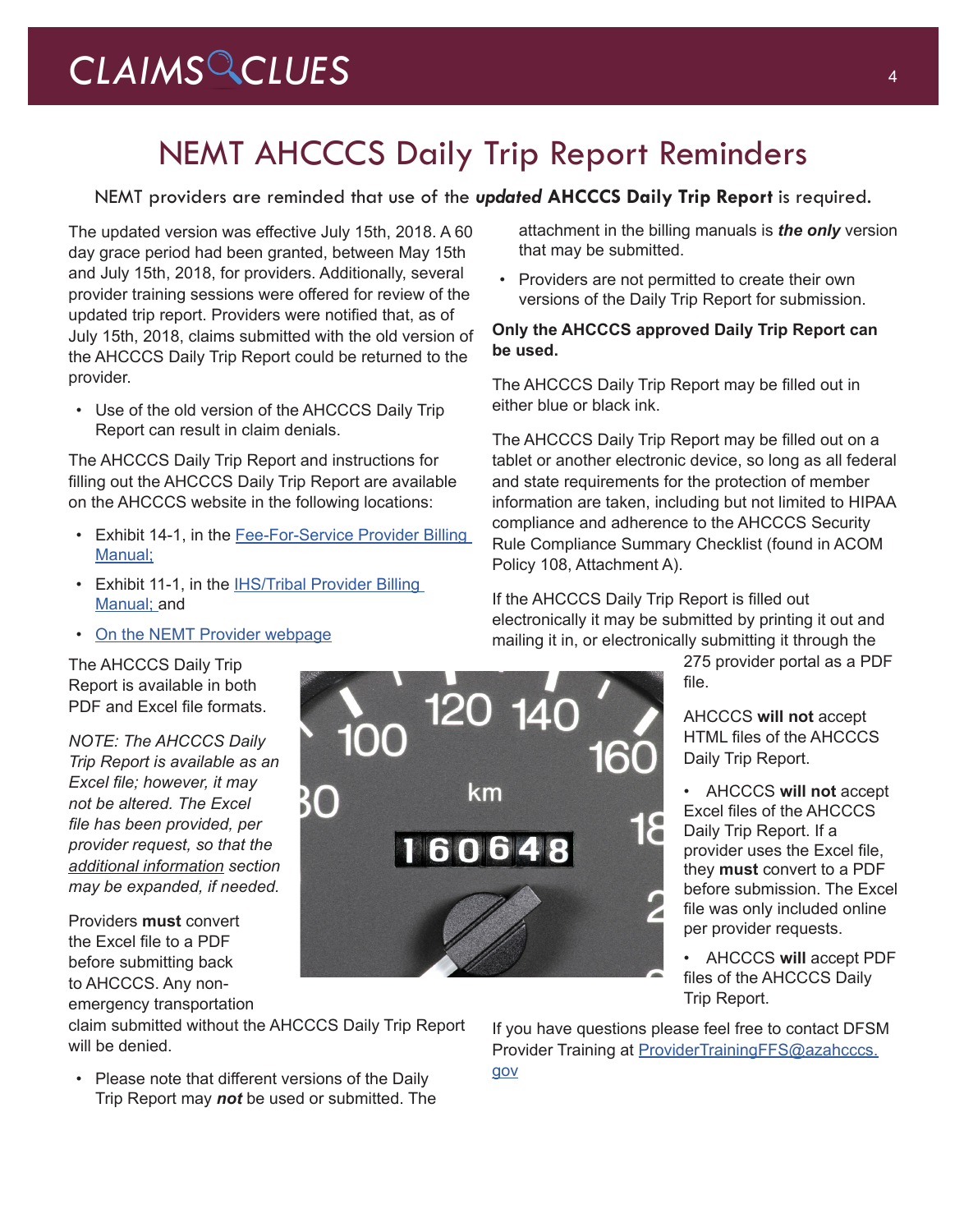# NEMT AHCCCS Daily Trip Report Reminders

NEMT providers are reminded that use of the ***updated*** **AHCCCS Daily Trip Report** is required.

The updated version was effective July 15th, 2018. A 60 day grace period had been granted, between May 15th and July 15th, 2018, for providers. Additionally, several provider training sessions were offered for review of the updated trip report. Providers were notified that, as of July 15th, 2018, claims submitted with the old version of the AHCCCS Daily Trip Report could be returned to the provider.

- Use of the old version of the AHCCCS Daily Trip Report can result in claim denials.

The AHCCCS Daily Trip Report and instructions for filling out the AHCCCS Daily Trip Report are available on the AHCCCS website in the following locations:

- Exhibit 14-1, in the Fee-For-Service Provider Billing Manual;
- Exhibit 11-1, in the IHS/Tribal Provider Billing Manual; and
- On the NEMT Provider webpage

The AHCCCS Daily Trip Report is available in both PDF and Excel file formats.

*NOTE: The AHCCCS Daily Trip Report is available as an Excel file; however, it may not be altered. The Excel file has been provided, per provider request, so that the additional information section may be expanded, if needed.*

Providers **must** convert the Excel file to a PDF before submitting back to AHCCCS. Any non-emergency transportation claim submitted without the AHCCCS Daily Trip Report will be denied.

- Please note that different versions of the Daily Trip Report may ***not*** be used or submitted. The attachment in the billing manuals is ***the only*** version that may be submitted.
- Providers are not permitted to create their own versions of the Daily Trip Report for submission.

**Only the AHCCCS approved Daily Trip Report can be used.**

The AHCCCS Daily Trip Report may be filled out in either blue or black ink.

The AHCCCS Daily Trip Report may be filled out on a tablet or another electronic device, so long as all federal and state requirements for the protection of member information are taken, including but not limited to HIPAA compliance and adherence to the AHCCCS Security Rule Compliance Summary Checklist (found in ACOM Policy 108, Attachment A).

If the AHCCCS Daily Trip Report is filled out electronically it may be submitted by printing it out and mailing it in, or electronically submitting it through the 275 provider portal as a PDF file.

AHCCCS **will not** accept HTML files of the AHCCCS Daily Trip Report.

- AHCCCS **will not** accept Excel files of the AHCCCS Daily Trip Report. If a provider uses the Excel file, they **must** convert to a PDF before submission. The Excel file was only included online per provider requests.
- AHCCCS **will** accept PDF files of the AHCCCS Daily Trip Report.

If you have questions please feel free to contact DFSM Provider Training at ProviderTrainingFFS@azahcccs.gov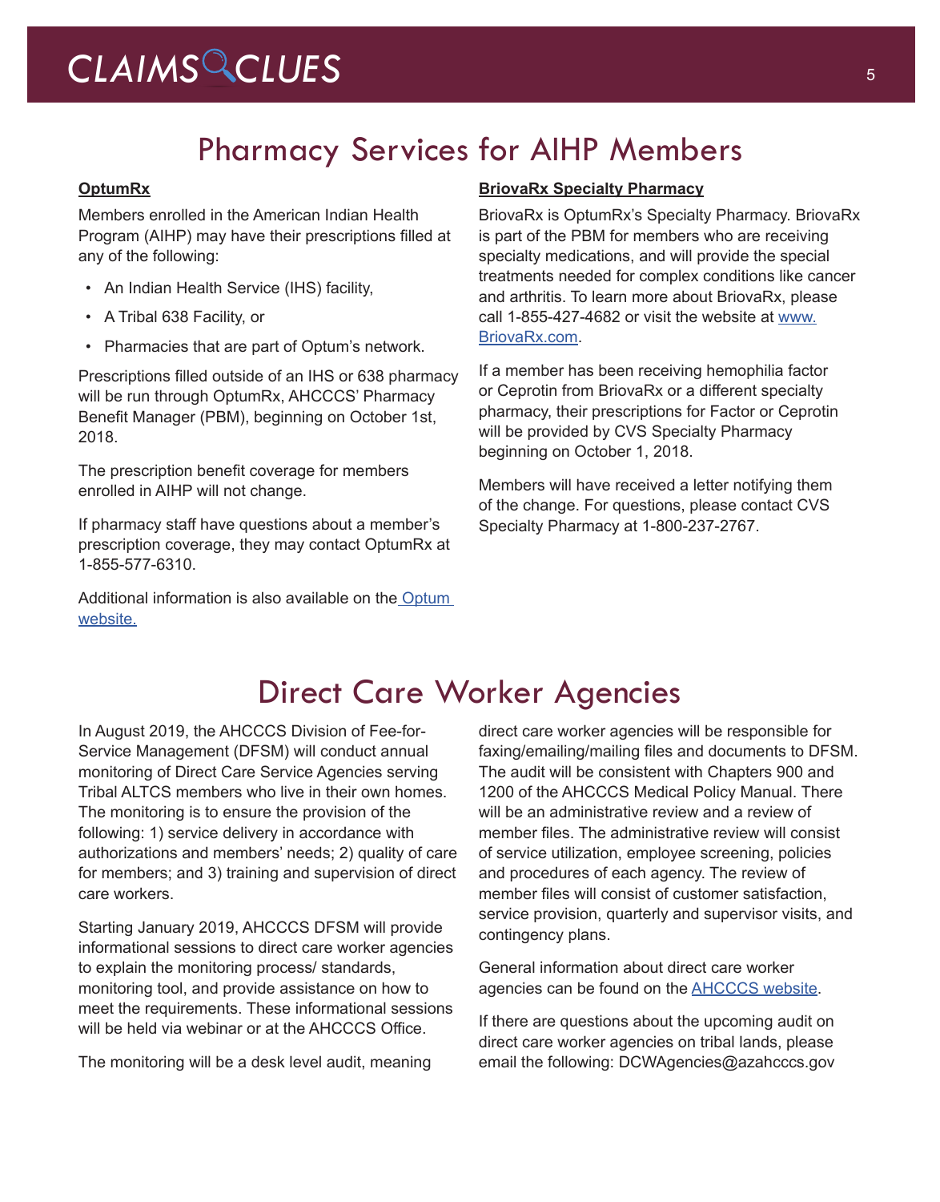# Pharmacy Services for AIHP Members

**OptumRx**

Members enrolled in the American Indian Health Program (AIHP) may have their prescriptions filled at any of the following:

- An Indian Health Service (IHS) facility,
- A Tribal 638 Facility, or
- Pharmacies that are part of Optum's network.

Prescriptions filled outside of an IHS or 638 pharmacy will be run through OptumRx, AHCCCS' Pharmacy Benefit Manager (PBM), beginning on October 1st, 2018.

The prescription benefit coverage for members enrolled in AIHP will not change.

If pharmacy staff have questions about a member's prescription coverage, they may contact OptumRx at 1-855-577-6310.

Additional information is also available on the Optum website.

**BriovaRx Specialty Pharmacy**

BriovaRx is OptumRx's Specialty Pharmacy. BriovaRx is part of the PBM for members who are receiving specialty medications, and will provide the special treatments needed for complex conditions like cancer and arthritis. To learn more about BriovaRx, please call 1-855-427-4682 or visit the website at www.BriovaRx.com.

If a member has been receiving hemophilia factor or Ceprotin from BriovaRx or a different specialty pharmacy, their prescriptions for Factor or Ceprotin will be provided by CVS Specialty Pharmacy beginning on October 1, 2018.

Members will have received a letter notifying them of the change. For questions, please contact CVS Specialty Pharmacy at 1-800-237-2767.

# Direct Care Worker Agencies

In August 2019, the AHCCCS Division of Fee-for-Service Management (DFSM) will conduct annual monitoring of Direct Care Service Agencies serving Tribal ALTCS members who live in their own homes. The monitoring is to ensure the provision of the following: 1) service delivery in accordance with authorizations and members' needs; 2) quality of care for members; and 3) training and supervision of direct care workers.

Starting January 2019, AHCCCS DFSM will provide informational sessions to direct care worker agencies to explain the monitoring process/ standards, monitoring tool, and provide assistance on how to meet the requirements. These informational sessions will be held via webinar or at the AHCCCS Office.

The monitoring will be a desk level audit, meaning direct care worker agencies will be responsible for faxing/emailing/mailing files and documents to DFSM. The audit will be consistent with Chapters 900 and 1200 of the AHCCCS Medical Policy Manual. There will be an administrative review and a review of member files. The administrative review will consist of service utilization, employee screening, policies and procedures of each agency. The review of member files will consist of customer satisfaction, service provision, quarterly and supervisor visits, and contingency plans.

General information about direct care worker agencies can be found on the AHCCCS website.

If there are questions about the upcoming audit on direct care worker agencies on tribal lands, please email the following: DCWAgencies@azahcccs.gov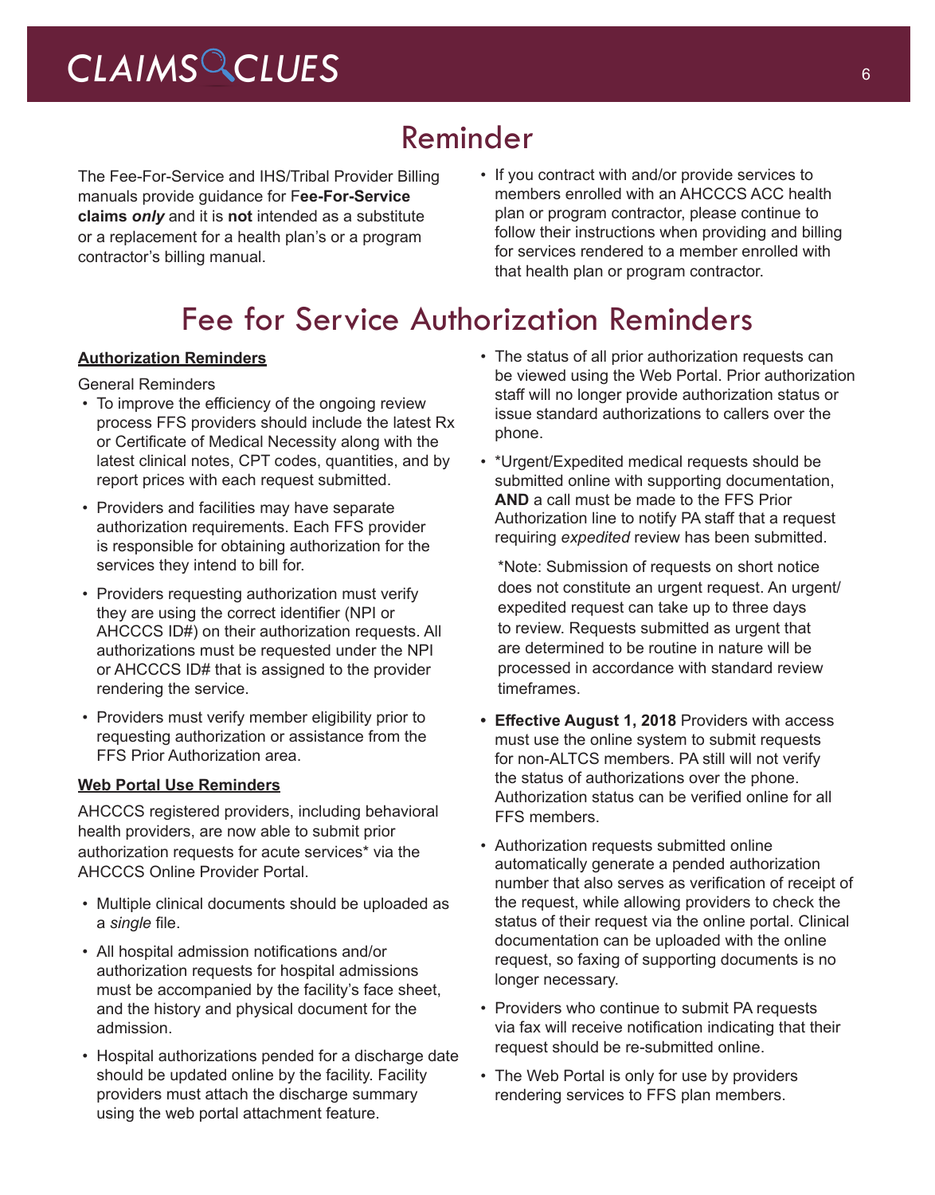# Reminder

The Fee-For-Service and IHS/Tribal Provider Billing manuals provide guidance for F**ee-For-Service claims *only*** and it is **not** intended as a substitute or a replacement for a health plan's or a program contractor's billing manual.

- If you contract with and/or provide services to members enrolled with an AHCCCS ACC health plan or program contractor, please continue to follow their instructions when providing and billing for services rendered to a member enrolled with that health plan or program contractor.

# Fee for Service Authorization Reminders

**Authorization Reminders**

General Reminders

- To improve the efficiency of the ongoing review process FFS providers should include the latest Rx or Certificate of Medical Necessity along with the latest clinical notes, CPT codes, quantities, and by report prices with each request submitted.
- Providers and facilities may have separate authorization requirements. Each FFS provider is responsible for obtaining authorization for the services they intend to bill for.
- Providers requesting authorization must verify they are using the correct identifier (NPI or AHCCCS ID#) on their authorization requests. All authorizations must be requested under the NPI or AHCCCS ID# that is assigned to the provider rendering the service.
- Providers must verify member eligibility prior to requesting authorization or assistance from the FFS Prior Authorization area.

**Web Portal Use Reminders**

AHCCCS registered providers, including behavioral health providers, are now able to submit prior authorization requests for acute services* via the AHCCCS Online Provider Portal.

- Multiple clinical documents should be uploaded as a *single* file.
- All hospital admission notifications and/or authorization requests for hospital admissions must be accompanied by the facility's face sheet, and the history and physical document for the admission.
- Hospital authorizations pended for a discharge date should be updated online by the facility. Facility providers must attach the discharge summary using the web portal attachment feature.
- The status of all prior authorization requests can be viewed using the Web Portal. Prior authorization staff will no longer provide authorization status or issue standard authorizations to callers over the phone.
- *Urgent/Expedited medical requests should be submitted online with supporting documentation, **AND** a call must be made to the FFS Prior Authorization line to notify PA staff that a request requiring *expedited* review has been submitted.

  *Note: Submission of requests on short notice does not constitute an urgent request. An urgent/expedited request can take up to three days to review. Requests submitted as urgent that are determined to be routine in nature will be processed in accordance with standard review timeframes.

- **Effective August 1, 2018** Providers with access must use the online system to submit requests for non-ALTCS members. PA still will not verify the status of authorizations over the phone. Authorization status can be verified online for all FFS members.
- Authorization requests submitted online automatically generate a pended authorization number that also serves as verification of receipt of the request, while allowing providers to check the status of their request via the online portal. Clinical documentation can be uploaded with the online request, so faxing of supporting documents is no longer necessary.
- Providers who continue to submit PA requests via fax will receive notification indicating that their request should be re-submitted online.
- The Web Portal is only for use by providers rendering services to FFS plan members.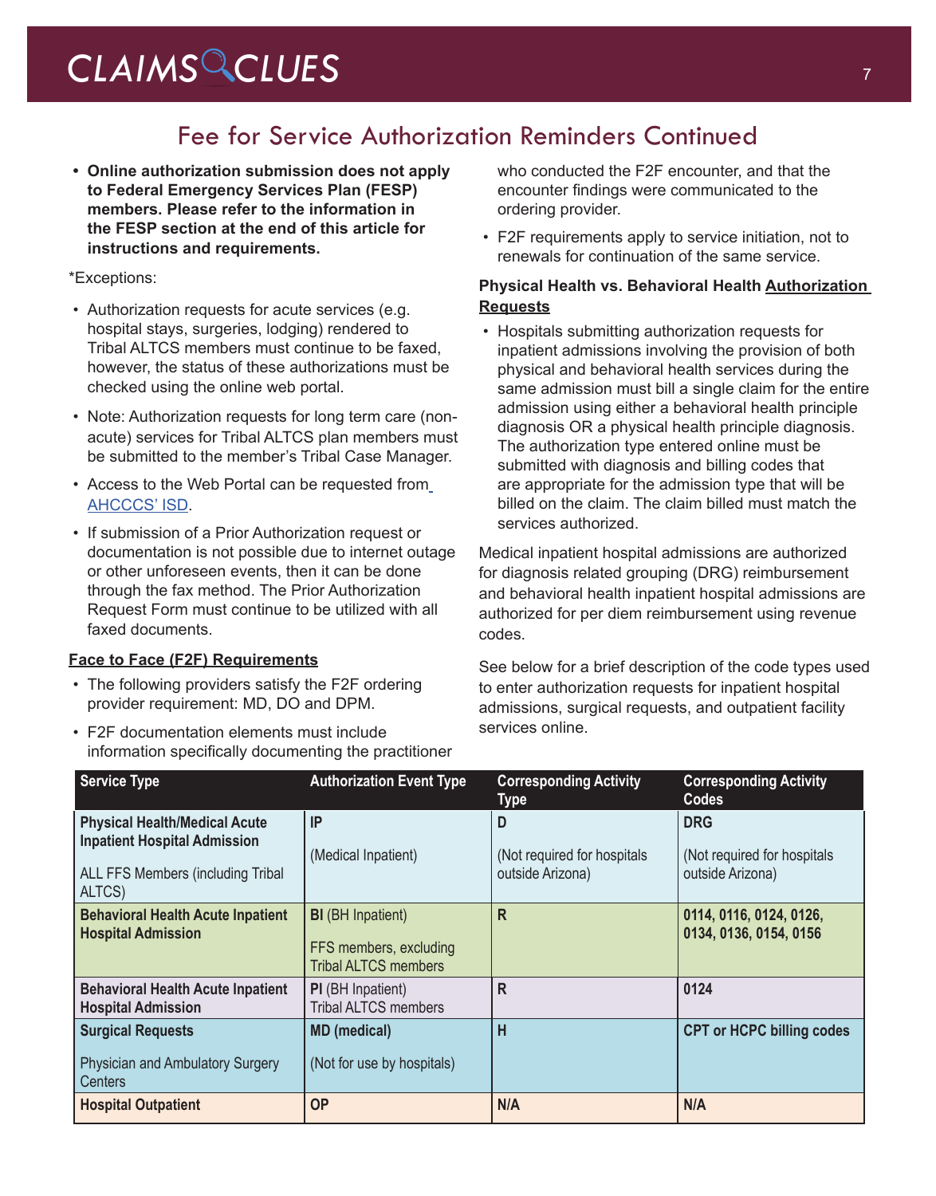## Fee for Service Authorization Reminders Continued

- **Online authorization submission does not apply to Federal Emergency Services Plan (FESP) members. Please refer to the information in the FESP section at the end of this article for instructions and requirements.**

*Exceptions:

- Authorization requests for acute services (e.g. hospital stays, surgeries, lodging) rendered to Tribal ALTCS members must continue to be faxed, however, the status of these authorizations must be checked using the online web portal.
- Note: Authorization requests for long term care (non-acute) services for Tribal ALTCS plan members must be submitted to the member's Tribal Case Manager.
- Access to the Web Portal can be requested from AHCCCS' ISD.
- If submission of a Prior Authorization request or documentation is not possible due to internet outage or other unforeseen events, then it can be done through the fax method. The Prior Authorization Request Form must continue to be utilized with all faxed documents.

**Face to Face (F2F) Requirements**

- The following providers satisfy the F2F ordering provider requirement: MD, DO and DPM.
- F2F documentation elements must include information specifically documenting the practitioner who conducted the F2F encounter, and that the encounter findings were communicated to the ordering provider.
- F2F requirements apply to service initiation, not to renewals for continuation of the same service.

**Physical Health vs. Behavioral Health Authorization Requests**

- Hospitals submitting authorization requests for inpatient admissions involving the provision of both physical and behavioral health services during the same admission must bill a single claim for the entire admission using either a behavioral health principle diagnosis OR a physical health principle diagnosis. The authorization type entered online must be submitted with diagnosis and billing codes that are appropriate for the admission type that will be billed on the claim. The claim billed must match the services authorized.

Medical inpatient hospital admissions are authorized for diagnosis related grouping (DRG) reimbursement and behavioral health inpatient hospital admissions are authorized for per diem reimbursement using revenue codes.

See below for a brief description of the code types used to enter authorization requests for inpatient hospital admissions, surgical requests, and outpatient facility services online.

| Service Type | Authorization Event Type | Corresponding Activity Type | Corresponding Activity Codes |
|---|---|---|---|
| **Physical Health/Medical Acute Inpatient Hospital Admission**<br><br>ALL FFS Members (including Tribal ALTCS) | **IP**<br><br>(Medical Inpatient) | **D**<br><br>(Not required for hospitals outside Arizona) | **DRG**<br><br>(Not required for hospitals outside Arizona) |
| **Behavioral Health Acute Inpatient Hospital Admission** | **BI** (BH Inpatient)<br><br>FFS members, excluding Tribal ALTCS members | **R** | **0114, 0116, 0124, 0126, 0134, 0136, 0154, 0156** |
| **Behavioral Health Acute Inpatient Hospital Admission** | **PI** (BH Inpatient)<br>Tribal ALTCS members | **R** | **0124** |
| **Surgical Requests**<br><br>Physician and Ambulatory Surgery Centers | **MD (medical)**<br><br>(Not for use by hospitals) | **H** | **CPT or HCPC billing codes** |
| **Hospital Outpatient** | **OP** | **N/A** | **N/A** |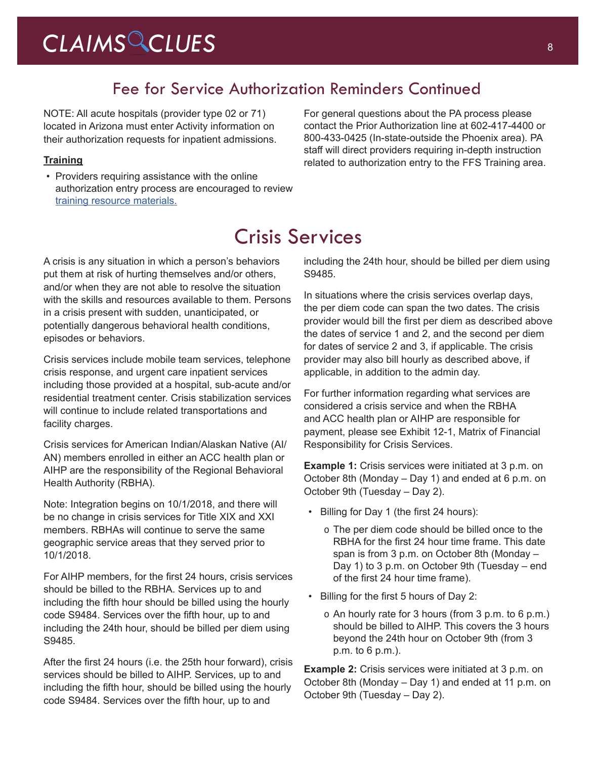## Fee for Service Authorization Reminders Continued

NOTE: All acute hospitals (provider type 02 or 71) located in Arizona must enter Activity information on their authorization requests for inpatient admissions.

**Training**

- Providers requiring assistance with the online authorization entry process are encouraged to review training resource materials.

For general questions about the PA process please contact the Prior Authorization line at 602-417-4400 or 800-433-0425 (In-state-outside the Phoenix area). PA staff will direct providers requiring in-depth instruction related to authorization entry to the FFS Training area.

# Crisis Services

A crisis is any situation in which a person's behaviors put them at risk of hurting themselves and/or others, and/or when they are not able to resolve the situation with the skills and resources available to them. Persons in a crisis present with sudden, unanticipated, or potentially dangerous behavioral health conditions, episodes or behaviors.

Crisis services include mobile team services, telephone crisis response, and urgent care inpatient services including those provided at a hospital, sub-acute and/or residential treatment center. Crisis stabilization services will continue to include related transportations and facility charges.

Crisis services for American Indian/Alaskan Native (AI/AN) members enrolled in either an ACC health plan or AIHP are the responsibility of the Regional Behavioral Health Authority (RBHA).

Note: Integration begins on 10/1/2018, and there will be no change in crisis services for Title XIX and XXI members. RBHAs will continue to serve the same geographic service areas that they served prior to 10/1/2018.

For AIHP members, for the first 24 hours, crisis services should be billed to the RBHA. Services up to and including the fifth hour should be billed using the hourly code S9484. Services over the fifth hour, up to and including the 24th hour, should be billed per diem using S9485.

After the first 24 hours (i.e. the 25th hour forward), crisis services should be billed to AIHP. Services, up to and including the fifth hour, should be billed using the hourly code S9484. Services over the fifth hour, up to and including the 24th hour, should be billed per diem using S9485.

In situations where the crisis services overlap days, the per diem code can span the two dates. The crisis provider would bill the first per diem as described above the dates of service 1 and 2, and the second per diem for dates of service 2 and 3, if applicable. The crisis provider may also bill hourly as described above, if applicable, in addition to the admin day.

For further information regarding what services are considered a crisis service and when the RBHA and ACC health plan or AIHP are responsible for payment, please see Exhibit 12-1, Matrix of Financial Responsibility for Crisis Services.

**Example 1:** Crisis services were initiated at 3 p.m. on October 8th (Monday – Day 1) and ended at 6 p.m. on October 9th (Tuesday – Day 2).

- Billing for Day 1 (the first 24 hours):
  - The per diem code should be billed once to the RBHA for the first 24 hour time frame. This date span is from 3 p.m. on October 8th (Monday – Day 1) to 3 p.m. on October 9th (Tuesday – end of the first 24 hour time frame).
- Billing for the first 5 hours of Day 2:
  - An hourly rate for 3 hours (from 3 p.m. to 6 p.m.) should be billed to AIHP. This covers the 3 hours beyond the 24th hour on October 9th (from 3 p.m. to 6 p.m.).

**Example 2:** Crisis services were initiated at 3 p.m. on October 8th (Monday – Day 1) and ended at 11 p.m. on October 9th (Tuesday – Day 2).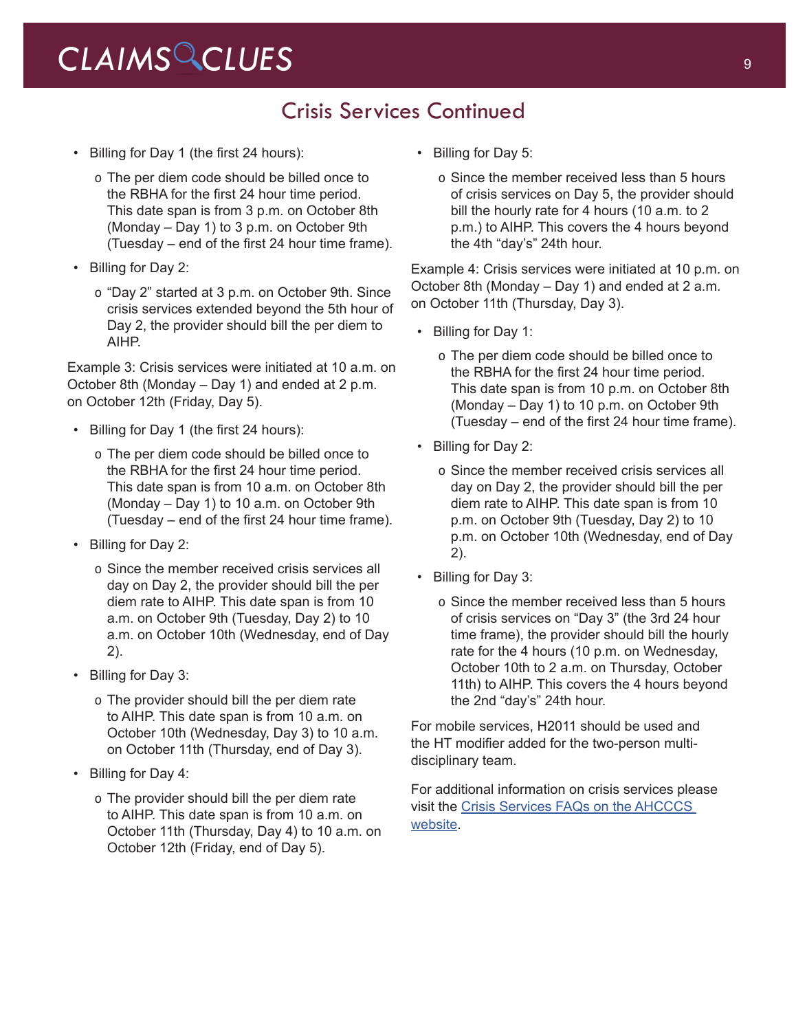## Crisis Services Continued

- Billing for Day 1 (the first 24 hours):
  - The per diem code should be billed once to the RBHA for the first 24 hour time period. This date span is from 3 p.m. on October 8th (Monday – Day 1) to 3 p.m. on October 9th (Tuesday – end of the first 24 hour time frame).
- Billing for Day 2:
  - "Day 2" started at 3 p.m. on October 9th. Since crisis services extended beyond the 5th hour of Day 2, the provider should bill the per diem to AIHP.

Example 3: Crisis services were initiated at 10 a.m. on October 8th (Monday – Day 1) and ended at 2 p.m. on October 12th (Friday, Day 5).

- Billing for Day 1 (the first 24 hours):
  - The per diem code should be billed once to the RBHA for the first 24 hour time period. This date span is from 10 a.m. on October 8th (Monday – Day 1) to 10 a.m. on October 9th (Tuesday – end of the first 24 hour time frame).
- Billing for Day 2:
  - Since the member received crisis services all day on Day 2, the provider should bill the per diem rate to AIHP. This date span is from 10 a.m. on October 9th (Tuesday, Day 2) to 10 a.m. on October 10th (Wednesday, end of Day 2).
- Billing for Day 3:
  - The provider should bill the per diem rate to AIHP. This date span is from 10 a.m. on October 10th (Wednesday, Day 3) to 10 a.m. on October 11th (Thursday, end of Day 3).
- Billing for Day 4:
  - The provider should bill the per diem rate to AIHP. This date span is from 10 a.m. on October 11th (Thursday, Day 4) to 10 a.m. on October 12th (Friday, end of Day 5).
- Billing for Day 5:
  - Since the member received less than 5 hours of crisis services on Day 5, the provider should bill the hourly rate for 4 hours (10 a.m. to 2 p.m.) to AIHP. This covers the 4 hours beyond the 4th "day's" 24th hour.

Example 4: Crisis services were initiated at 10 p.m. on October 8th (Monday – Day 1) and ended at 2 a.m. on October 11th (Thursday, Day 3).

- Billing for Day 1:
  - The per diem code should be billed once to the RBHA for the first 24 hour time period. This date span is from 10 p.m. on October 8th (Monday – Day 1) to 10 p.m. on October 9th (Tuesday – end of the first 24 hour time frame).
- Billing for Day 2:
  - Since the member received crisis services all day on Day 2, the provider should bill the per diem rate to AIHP. This date span is from 10 p.m. on October 9th (Tuesday, Day 2) to 10 p.m. on October 10th (Wednesday, end of Day 2).
- Billing for Day 3:
  - Since the member received less than 5 hours of crisis services on "Day 3" (the 3rd 24 hour time frame), the provider should bill the hourly rate for the 4 hours (10 p.m. on Wednesday, October 10th to 2 a.m. on Thursday, October 11th) to AIHP. This covers the 4 hours beyond the 2nd "day's" 24th hour.

For mobile services, H2011 should be used and the HT modifier added for the two-person multi-disciplinary team.

For additional information on crisis services please visit the [Crisis Services FAQs on the AHCCCS website](Crisis Services FAQs on the AHCCCS website).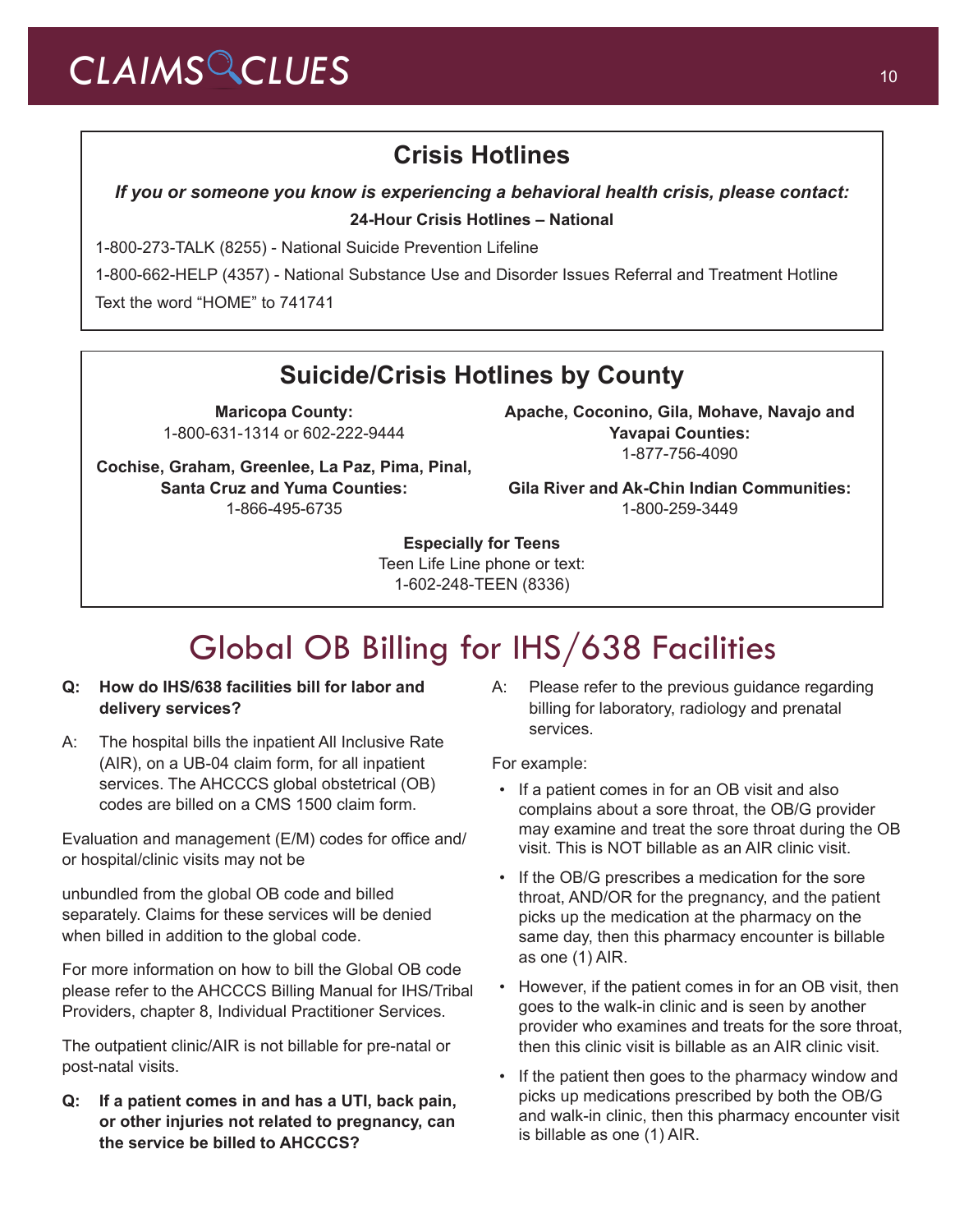## Crisis Hotlines

***If you or someone you know is experiencing a behavioral health crisis, please contact:***

**24-Hour Crisis Hotlines – National**

1-800-273-TALK (8255) - National Suicide Prevention Lifeline

1-800-662-HELP (4357) - National Substance Use and Disorder Issues Referral and Treatment Hotline

Text the word "HOME" to 741741

## Suicide/Crisis Hotlines by County

**Maricopa County:**
1-800-631-1314 or 602-222-9444

**Cochise, Graham, Greenlee, La Paz, Pima, Pinal, Santa Cruz and Yuma Counties:**
1-866-495-6735

**Apache, Coconino, Gila, Mohave, Navajo and Yavapai Counties:**
1-877-756-4090

**Gila River and Ak-Chin Indian Communities:**
1-800-259-3449

**Especially for Teens**
Teen Life Line phone or text:
1-602-248-TEEN (8336)

# Global OB Billing for IHS/638 Facilities

**Q: How do IHS/638 facilities bill for labor and delivery services?**

A: The hospital bills the inpatient All Inclusive Rate (AIR), on a UB-04 claim form, for all inpatient services. The AHCCCS global obstetrical (OB) codes are billed on a CMS 1500 claim form.

Evaluation and management (E/M) codes for office and/or hospital/clinic visits may not be

unbundled from the global OB code and billed separately. Claims for these services will be denied when billed in addition to the global code.

For more information on how to bill the Global OB code please refer to the AHCCCS Billing Manual for IHS/Tribal Providers, chapter 8, Individual Practitioner Services.

The outpatient clinic/AIR is not billable for pre-natal or post-natal visits.

**Q: If a patient comes in and has a UTI, back pain, or other injuries not related to pregnancy, can the service be billed to AHCCCS?**

A: Please refer to the previous guidance regarding billing for laboratory, radiology and prenatal services.

For example:

- If a patient comes in for an OB visit and also complains about a sore throat, the OB/G provider may examine and treat the sore throat during the OB visit. This is NOT billable as an AIR clinic visit.
- If the OB/G prescribes a medication for the sore throat, AND/OR for the pregnancy, and the patient picks up the medication at the pharmacy on the same day, then this pharmacy encounter is billable as one (1) AIR.
- However, if the patient comes in for an OB visit, then goes to the walk-in clinic and is seen by another provider who examines and treats for the sore throat, then this clinic visit is billable as an AIR clinic visit.
- If the patient then goes to the pharmacy window and picks up medications prescribed by both the OB/G and walk-in clinic, then this pharmacy encounter visit is billable as one (1) AIR.